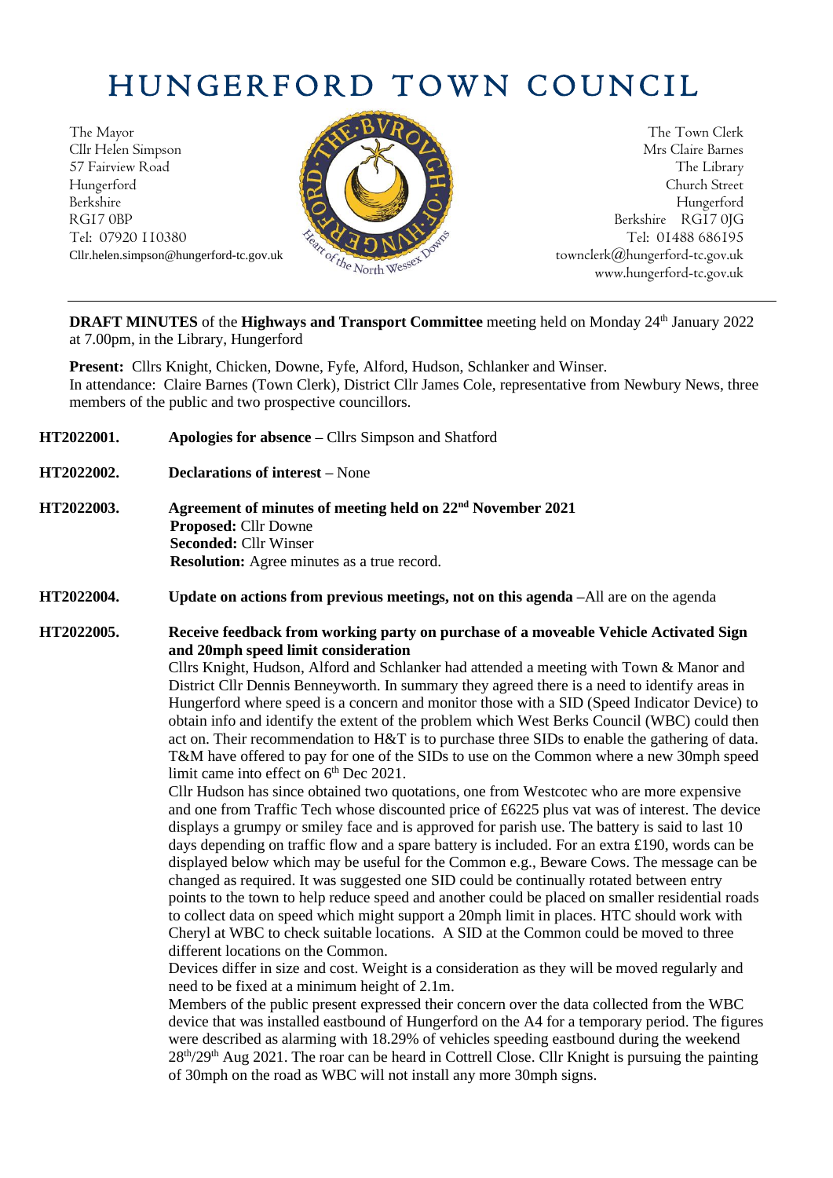# HUNGERFORD TOWN COUNCIL

The Mayor
Cllr Helen Simpson
57 Fairview Road
Hungerford
Berkshire
RG17 0BP
Tel: 07920 110380
Cllr.helen.simpson@hungerford-tc.gov.uk

The Town Clerk
Mrs Claire Barnes
The Library
Church Street
Hungerford
Berkshire RG17 0JG
Tel: 01488 686195
townclerk@hungerford-tc.gov.uk
www.hungerford-tc.gov.uk

---

**DRAFT MINUTES** of the **Highways and Transport Committee** meeting held on Monday 24th January 2022 at 7.00pm, in the Library, Hungerford

**Present:** Cllrs Knight, Chicken, Downe, Fyfe, Alford, Hudson, Schlanker and Winser.
In attendance: Claire Barnes (Town Clerk), District Cllr James Cole, representative from Newbury News, three members of the public and two prospective councillors.

**HT2022001.** **Apologies for absence** – Cllrs Simpson and Shatford

**HT2022002.** **Declarations of interest** – None

**HT2022003.** **Agreement of minutes of meeting held on 22nd November 2021**
**Proposed:** Cllr Downe
**Seconded:** Cllr Winser
**Resolution:** Agree minutes as a true record.

**HT2022004.** **Update on actions from previous meetings, not on this agenda** –All are on the agenda

**HT2022005.** **Receive feedback from working party on purchase of a moveable Vehicle Activated Sign and 20mph speed limit consideration**

Cllrs Knight, Hudson, Alford and Schlanker had attended a meeting with Town & Manor and District Cllr Dennis Benneyworth. In summary they agreed there is a need to identify areas in Hungerford where speed is a concern and monitor those with a SID (Speed Indicator Device) to obtain info and identify the extent of the problem which West Berks Council (WBC) could then act on. Their recommendation to H&T is to purchase three SIDs to enable the gathering of data. T&M have offered to pay for one of the SIDs to use on the Common where a new 30mph speed limit came into effect on 6th Dec 2021.

Cllr Hudson has since obtained two quotations, one from Westcotec who are more expensive and one from Traffic Tech whose discounted price of £6225 plus vat was of interest. The device displays a grumpy or smiley face and is approved for parish use. The battery is said to last 10 days depending on traffic flow and a spare battery is included. For an extra £190, words can be displayed below which may be useful for the Common e.g., Beware Cows. The message can be changed as required. It was suggested one SID could be continually rotated between entry points to the town to help reduce speed and another could be placed on smaller residential roads to collect data on speed which might support a 20mph limit in places. HTC should work with Cheryl at WBC to check suitable locations. A SID at the Common could be moved to three different locations on the Common.

Devices differ in size and cost. Weight is a consideration as they will be moved regularly and need to be fixed at a minimum height of 2.1m.

Members of the public present expressed their concern over the data collected from the WBC device that was installed eastbound of Hungerford on the A4 for a temporary period. The figures were described as alarming with 18.29% of vehicles speeding eastbound during the weekend 28th/29th Aug 2021. The roar can be heard in Cottrell Close. Cllr Knight is pursuing the painting of 30mph on the road as WBC will not install any more 30mph signs.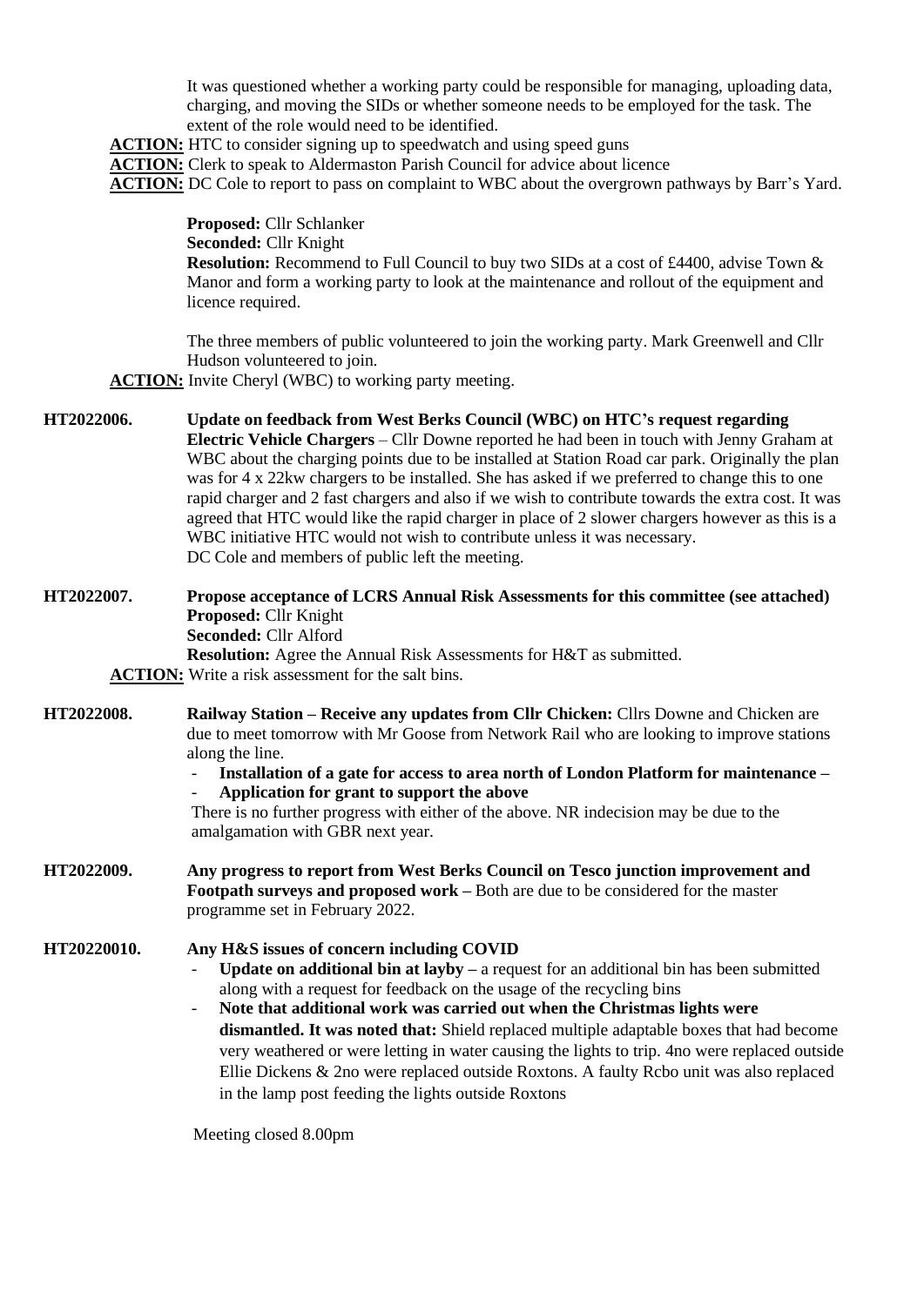It was questioned whether a working party could be responsible for managing, uploading data, charging, and moving the SIDs or whether someone needs to be employed for the task. The extent of the role would need to be identified.

**ACTION:** HTC to consider signing up to speedwatch and using speed guns

**ACTION:** Clerk to speak to Aldermaston Parish Council for advice about licence

**ACTION:** DC Cole to report to pass on complaint to WBC about the overgrown pathways by Barr's Yard.

**Proposed:** Cllr Schlanker
**Seconded:** Cllr Knight
**Resolution:** Recommend to Full Council to buy two SIDs at a cost of £4400, advise Town & Manor and form a working party to look at the maintenance and rollout of the equipment and licence required.

The three members of public volunteered to join the working party. Mark Greenwell and Cllr Hudson volunteered to join.

**ACTION:** Invite Cheryl (WBC) to working party meeting.

**HT2022006. Update on feedback from West Berks Council (WBC) on HTC's request regarding Electric Vehicle Chargers** – Cllr Downe reported he had been in touch with Jenny Graham at WBC about the charging points due to be installed at Station Road car park. Originally the plan was for 4 x 22kw chargers to be installed. She has asked if we preferred to change this to one rapid charger and 2 fast chargers and also if we wish to contribute towards the extra cost. It was agreed that HTC would like the rapid charger in place of 2 slower chargers however as this is a WBC initiative HTC would not wish to contribute unless it was necessary.
DC Cole and members of public left the meeting.

**HT2022007. Propose acceptance of LCRS Annual Risk Assessments for this committee (see attached)**
**Proposed:** Cllr Knight
**Seconded:** Cllr Alford
**Resolution:** Agree the Annual Risk Assessments for H&T as submitted.

**ACTION:** Write a risk assessment for the salt bins.

**HT2022008. Railway Station – Receive any updates from Cllr Chicken:** Cllrs Downe and Chicken are due to meet tomorrow with Mr Goose from Network Rail who are looking to improve stations along the line.

- **Installation of a gate for access to area north of London Platform for maintenance –**
- **Application for grant to support the above**

There is no further progress with either of the above. NR indecision may be due to the amalgamation with GBR next year.

**HT2022009. Any progress to report from West Berks Council on Tesco junction improvement and Footpath surveys and proposed work –** Both are due to be considered for the master programme set in February 2022.

**HT20220010. Any H&S issues of concern including COVID**

- **Update on additional bin at layby –** a request for an additional bin has been submitted along with a request for feedback on the usage of the recycling bins
- **Note that additional work was carried out when the Christmas lights were dismantled. It was noted that:** Shield replaced multiple adaptable boxes that had become very weathered or were letting in water causing the lights to trip. 4no were replaced outside Ellie Dickens & 2no were replaced outside Roxtons. A faulty Rcbo unit was also replaced in the lamp post feeding the lights outside Roxtons

Meeting closed 8.00pm